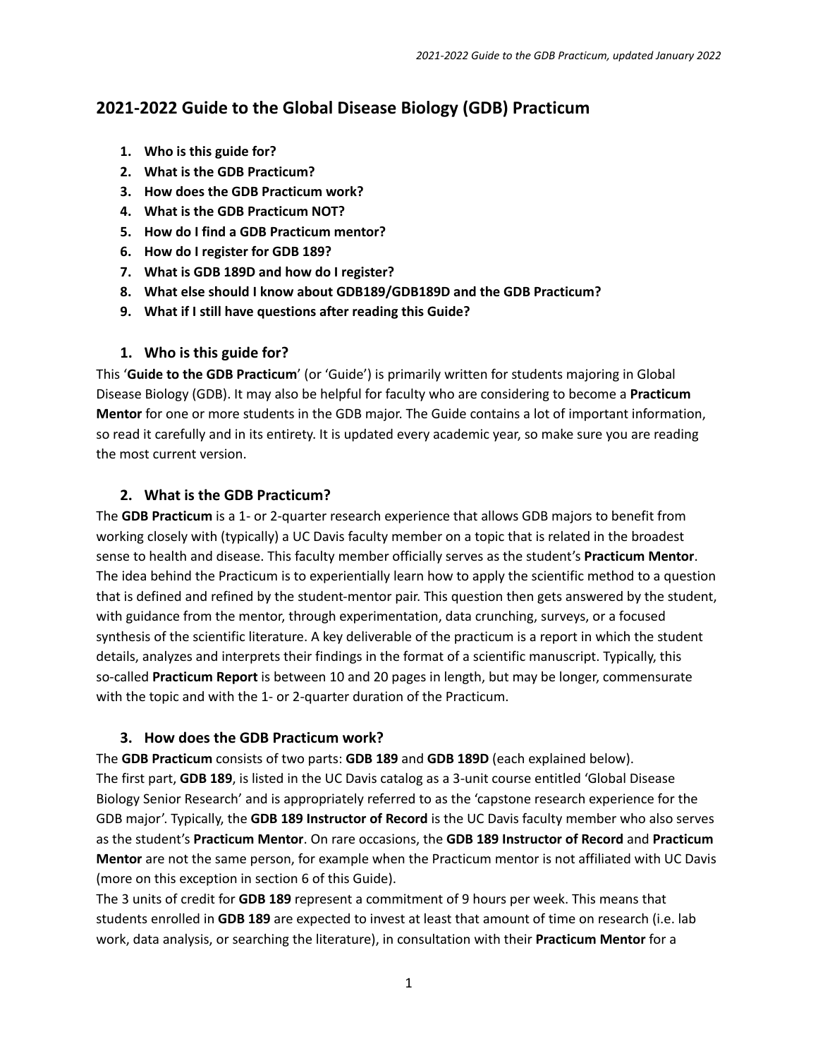# 2021-2022 Guide to the Global Disease Biology (GDB) Practicum

1. **Who is this guide for?**
2. **What is the GDB Practicum?**
3. **How does the GDB Practicum work?**
4. **What is the GDB Practicum NOT?**
5. **How do I find a GDB Practicum mentor?**
6. **How do I register for GDB 189?**
7. **What is GDB 189D and how do I register?**
8. **What else should I know about GDB189/GDB189D and the GDB Practicum?**
9. **What if I still have questions after reading this Guide?**

## 1. Who is this guide for?

This '**Guide to the GDB Practicum**' (or 'Guide') is primarily written for students majoring in Global Disease Biology (GDB). It may also be helpful for faculty who are considering to become a **Practicum Mentor** for one or more students in the GDB major. The Guide contains a lot of important information, so read it carefully and in its entirety. It is updated every academic year, so make sure you are reading the most current version.

## 2. What is the GDB Practicum?

The **GDB Practicum** is a 1- or 2-quarter research experience that allows GDB majors to benefit from working closely with (typically) a UC Davis faculty member on a topic that is related in the broadest sense to health and disease. This faculty member officially serves as the student's **Practicum Mentor**. The idea behind the Practicum is to experientially learn how to apply the scientific method to a question that is defined and refined by the student-mentor pair. This question then gets answered by the student, with guidance from the mentor, through experimentation, data crunching, surveys, or a focused synthesis of the scientific literature. A key deliverable of the practicum is a report in which the student details, analyzes and interprets their findings in the format of a scientific manuscript. Typically, this so-called **Practicum Report** is between 10 and 20 pages in length, but may be longer, commensurate with the topic and with the 1- or 2-quarter duration of the Practicum.

## 3. How does the GDB Practicum work?

The **GDB Practicum** consists of two parts: **GDB 189** and **GDB 189D** (each explained below).
The first part, **GDB 189**, is listed in the UC Davis catalog as a 3-unit course entitled 'Global Disease Biology Senior Research' and is appropriately referred to as the 'capstone research experience for the GDB major'. Typically, the **GDB 189 Instructor of Record** is the UC Davis faculty member who also serves as the student's **Practicum Mentor**. On rare occasions, the **GDB 189 Instructor of Record** and **Practicum Mentor** are not the same person, for example when the Practicum mentor is not affiliated with UC Davis (more on this exception in section 6 of this Guide).
The 3 units of credit for **GDB 189** represent a commitment of 9 hours per week. This means that students enrolled in **GDB 189** are expected to invest at least that amount of time on research (i.e. lab work, data analysis, or searching the literature), in consultation with their **Practicum Mentor** for a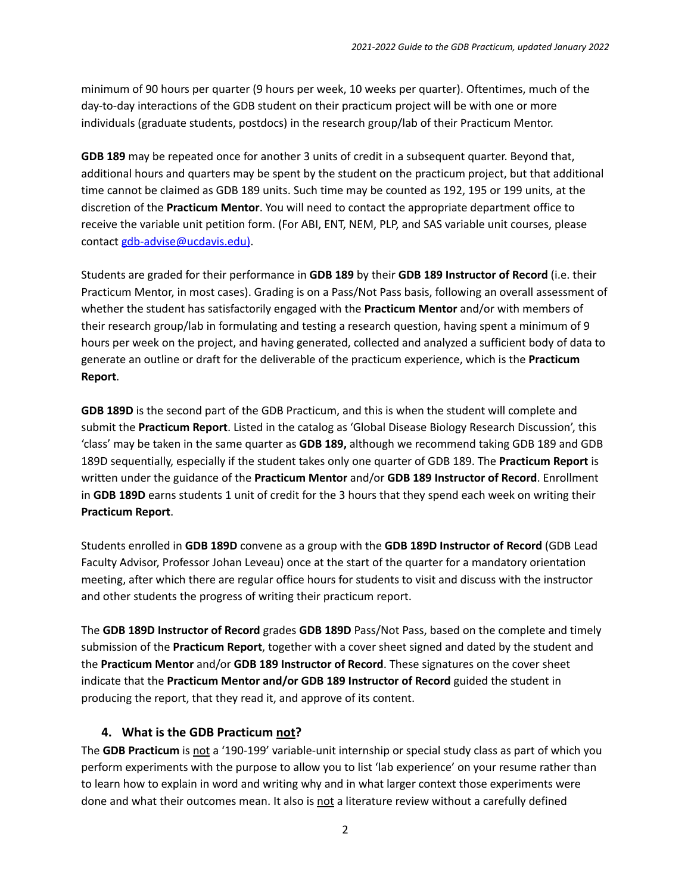minimum of 90 hours per quarter (9 hours per week, 10 weeks per quarter). Oftentimes, much of the day-to-day interactions of the GDB student on their practicum project will be with one or more individuals (graduate students, postdocs) in the research group/lab of their Practicum Mentor.

**GDB 189** may be repeated once for another 3 units of credit in a subsequent quarter. Beyond that, additional hours and quarters may be spent by the student on the practicum project, but that additional time cannot be claimed as GDB 189 units. Such time may be counted as 192, 195 or 199 units, at the discretion of the **Practicum Mentor**. You will need to contact the appropriate department office to receive the variable unit petition form. (For ABI, ENT, NEM, PLP, and SAS variable unit courses, please contact [gdb-advise@ucdavis.edu)](mailto:gdb-advise@ucdavis.edu).

Students are graded for their performance in **GDB 189** by their **GDB 189 Instructor of Record** (i.e. their Practicum Mentor, in most cases). Grading is on a Pass/Not Pass basis, following an overall assessment of whether the student has satisfactorily engaged with the **Practicum Mentor** and/or with members of their research group/lab in formulating and testing a research question, having spent a minimum of 9 hours per week on the project, and having generated, collected and analyzed a sufficient body of data to generate an outline or draft for the deliverable of the practicum experience, which is the **Practicum Report**.

**GDB 189D** is the second part of the GDB Practicum, and this is when the student will complete and submit the **Practicum Report**. Listed in the catalog as 'Global Disease Biology Research Discussion', this 'class' may be taken in the same quarter as **GDB 189,** although we recommend taking GDB 189 and GDB 189D sequentially, especially if the student takes only one quarter of GDB 189. The **Practicum Report** is written under the guidance of the **Practicum Mentor** and/or **GDB 189 Instructor of Record**. Enrollment in **GDB 189D** earns students 1 unit of credit for the 3 hours that they spend each week on writing their **Practicum Report**.

Students enrolled in **GDB 189D** convene as a group with the **GDB 189D Instructor of Record** (GDB Lead Faculty Advisor, Professor Johan Leveau) once at the start of the quarter for a mandatory orientation meeting, after which there are regular office hours for students to visit and discuss with the instructor and other students the progress of writing their practicum report.

The **GDB 189D Instructor of Record** grades **GDB 189D** Pass/Not Pass, based on the complete and timely submission of the **Practicum Report**, together with a cover sheet signed and dated by the student and the **Practicum Mentor** and/or **GDB 189 Instructor of Record**. These signatures on the cover sheet indicate that the **Practicum Mentor and/or GDB 189 Instructor of Record** guided the student in producing the report, that they read it, and approve of its content.

### 4. What is the GDB Practicum not?

The **GDB Practicum** is not a '190-199' variable-unit internship or special study class as part of which you perform experiments with the purpose to allow you to list 'lab experience' on your resume rather than to learn how to explain in word and writing why and in what larger context those experiments were done and what their outcomes mean. It also is not a literature review without a carefully defined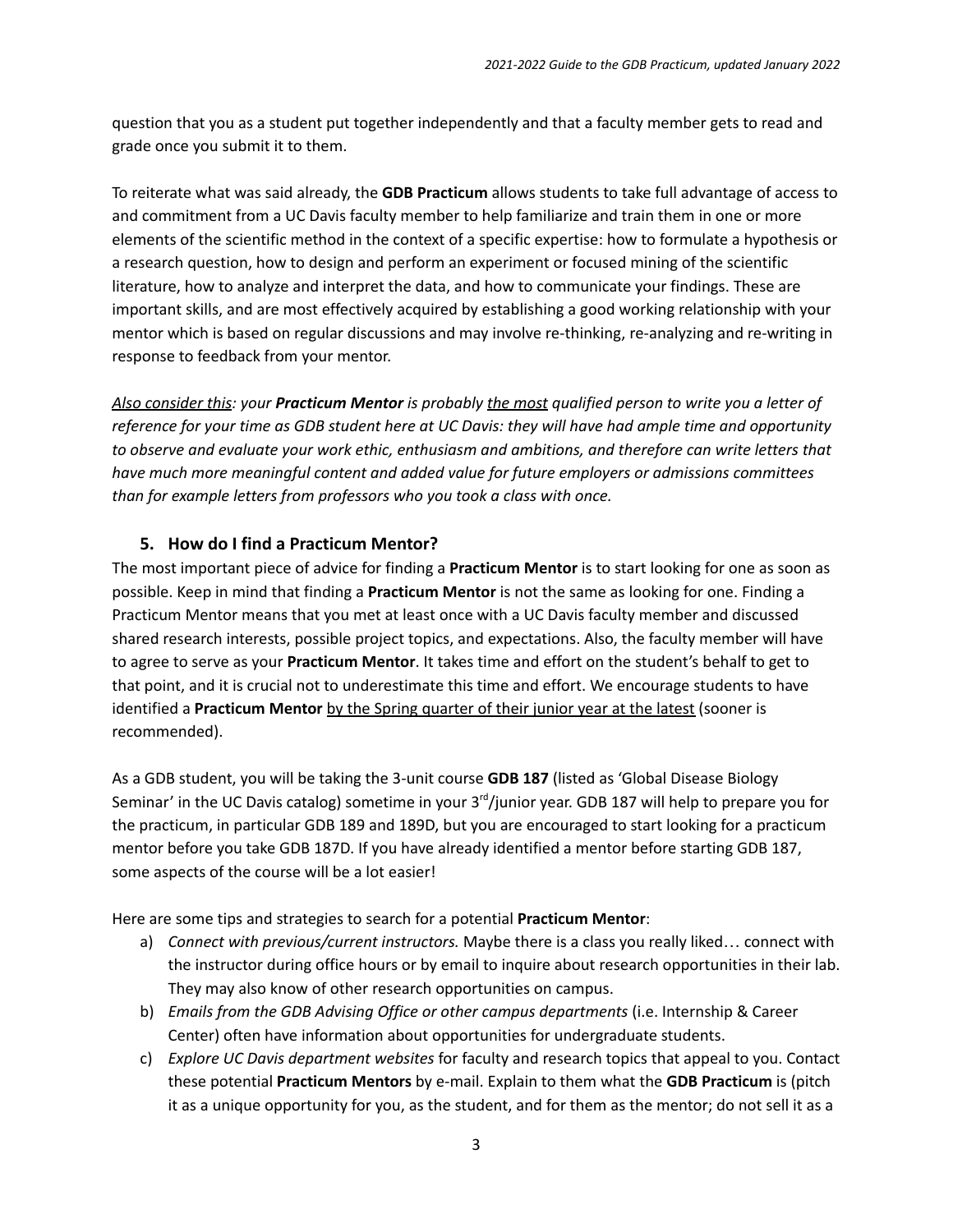question that you as a student put together independently and that a faculty member gets to read and grade once you submit it to them.

To reiterate what was said already, the **GDB Practicum** allows students to take full advantage of access to and commitment from a UC Davis faculty member to help familiarize and train them in one or more elements of the scientific method in the context of a specific expertise: how to formulate a hypothesis or a research question, how to design and perform an experiment or focused mining of the scientific literature, how to analyze and interpret the data, and how to communicate your findings. These are important skills, and are most effectively acquired by establishing a good working relationship with your mentor which is based on regular discussions and may involve re-thinking, re-analyzing and re-writing in response to feedback from your mentor.

*Also consider this: your **Practicum Mentor** is probably the most qualified person to write you a letter of reference for your time as GDB student here at UC Davis: they will have had ample time and opportunity to observe and evaluate your work ethic, enthusiasm and ambitions, and therefore can write letters that have much more meaningful content and added value for future employers or admissions committees than for example letters from professors who you took a class with once.*

## 5. How do I find a Practicum Mentor?

The most important piece of advice for finding a **Practicum Mentor** is to start looking for one as soon as possible. Keep in mind that finding a **Practicum Mentor** is not the same as looking for one. Finding a Practicum Mentor means that you met at least once with a UC Davis faculty member and discussed shared research interests, possible project topics, and expectations. Also, the faculty member will have to agree to serve as your **Practicum Mentor**. It takes time and effort on the student's behalf to get to that point, and it is crucial not to underestimate this time and effort. We encourage students to have identified a **Practicum Mentor** by the Spring quarter of their junior year at the latest (sooner is recommended).

As a GDB student, you will be taking the 3-unit course **GDB 187** (listed as 'Global Disease Biology Seminar' in the UC Davis catalog) sometime in your 3rd/junior year. GDB 187 will help to prepare you for the practicum, in particular GDB 189 and 189D, but you are encouraged to start looking for a practicum mentor before you take GDB 187D. If you have already identified a mentor before starting GDB 187, some aspects of the course will be a lot easier!

Here are some tips and strategies to search for a potential **Practicum Mentor**:

a) *Connect with previous/current instructors.* Maybe there is a class you really liked… connect with the instructor during office hours or by email to inquire about research opportunities in their lab. They may also know of other research opportunities on campus.
b) *Emails from the GDB Advising Office or other campus departments* (i.e. Internship & Career Center) often have information about opportunities for undergraduate students.
c) *Explore UC Davis department websites* for faculty and research topics that appeal to you. Contact these potential **Practicum Mentors** by e-mail. Explain to them what the **GDB Practicum** is (pitch it as a unique opportunity for you, as the student, and for them as the mentor; do not sell it as a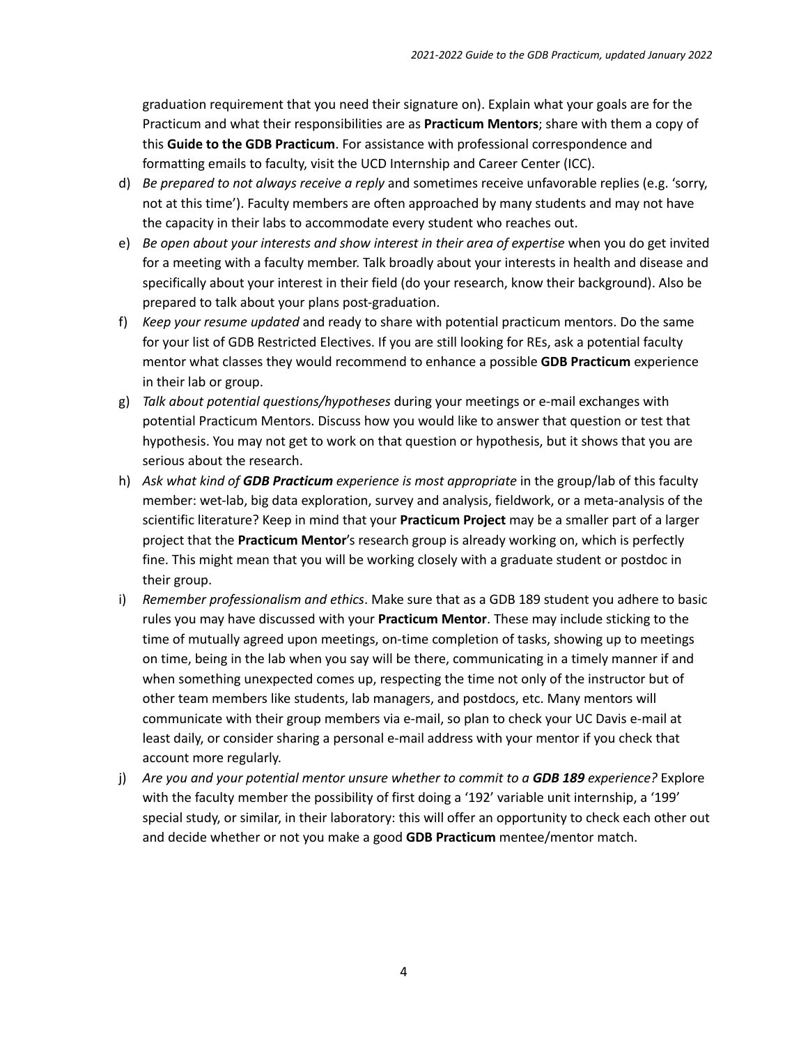graduation requirement that you need their signature on). Explain what your goals are for the Practicum and what their responsibilities are as **Practicum Mentors**; share with them a copy of this **Guide to the GDB Practicum**. For assistance with professional correspondence and formatting emails to faculty, visit the UCD Internship and Career Center (ICC).

d) *Be prepared to not always receive a reply* and sometimes receive unfavorable replies (e.g. 'sorry, not at this time'). Faculty members are often approached by many students and may not have the capacity in their labs to accommodate every student who reaches out.

e) *Be open about your interests and show interest in their area of expertise* when you do get invited for a meeting with a faculty member. Talk broadly about your interests in health and disease and specifically about your interest in their field (do your research, know their background). Also be prepared to talk about your plans post-graduation.

f) *Keep your resume updated* and ready to share with potential practicum mentors. Do the same for your list of GDB Restricted Electives. If you are still looking for REs, ask a potential faculty mentor what classes they would recommend to enhance a possible **GDB Practicum** experience in their lab or group.

g) *Talk about potential questions/hypotheses* during your meetings or e-mail exchanges with potential Practicum Mentors. Discuss how you would like to answer that question or test that hypothesis. You may not get to work on that question or hypothesis, but it shows that you are serious about the research.

h) *Ask what kind of* ***GDB Practicum*** *experience is most appropriate* in the group/lab of this faculty member: wet-lab, big data exploration, survey and analysis, fieldwork, or a meta-analysis of the scientific literature? Keep in mind that your **Practicum Project** may be a smaller part of a larger project that the **Practicum Mentor**'s research group is already working on, which is perfectly fine. This might mean that you will be working closely with a graduate student or postdoc in their group.

i) *Remember professionalism and ethics*. Make sure that as a GDB 189 student you adhere to basic rules you may have discussed with your **Practicum Mentor**. These may include sticking to the time of mutually agreed upon meetings, on-time completion of tasks, showing up to meetings on time, being in the lab when you say will be there, communicating in a timely manner if and when something unexpected comes up, respecting the time not only of the instructor but of other team members like students, lab managers, and postdocs, etc. Many mentors will communicate with their group members via e-mail, so plan to check your UC Davis e-mail at least daily, or consider sharing a personal e-mail address with your mentor if you check that account more regularly.

j) *Are you and your potential mentor unsure whether to commit to a* ***GDB 189*** *experience?* Explore with the faculty member the possibility of first doing a '192' variable unit internship, a '199' special study, or similar, in their laboratory: this will offer an opportunity to check each other out and decide whether or not you make a good **GDB Practicum** mentee/mentor match.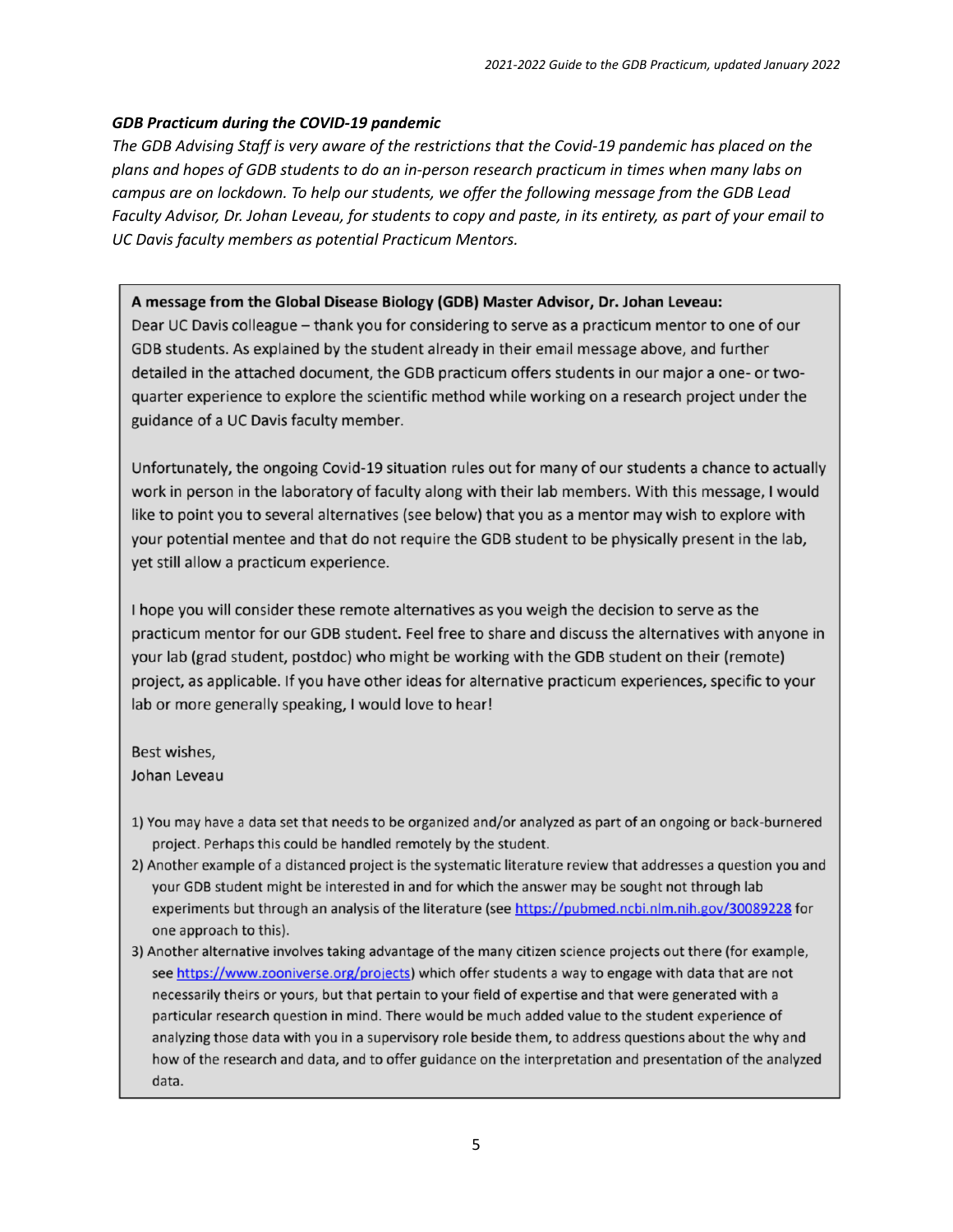***GDB Practicum during the COVID-19 pandemic***

*The GDB Advising Staff is very aware of the restrictions that the Covid-19 pandemic has placed on the plans and hopes of GDB students to do an in-person research practicum in times when many labs on campus are on lockdown. To help our students, we offer the following message from the GDB Lead Faculty Advisor, Dr. Johan Leveau, for students to copy and paste, in its entirety, as part of your email to UC Davis faculty members as potential Practicum Mentors.*

**A message from the Global Disease Biology (GDB) Master Advisor, Dr. Johan Leveau:**

Dear UC Davis colleague – thank you for considering to serve as a practicum mentor to one of our GDB students. As explained by the student already in their email message above, and further detailed in the attached document, the GDB practicum offers students in our major a one- or two-quarter experience to explore the scientific method while working on a research project under the guidance of a UC Davis faculty member.

Unfortunately, the ongoing Covid-19 situation rules out for many of our students a chance to actually work in person in the laboratory of faculty along with their lab members. With this message, I would like to point you to several alternatives (see below) that you as a mentor may wish to explore with your potential mentee and that do not require the GDB student to be physically present in the lab, yet still allow a practicum experience.

I hope you will consider these remote alternatives as you weigh the decision to serve as the practicum mentor for our GDB student. Feel free to share and discuss the alternatives with anyone in your lab (grad student, postdoc) who might be working with the GDB student on their (remote) project, as applicable. If you have other ideas for alternative practicum experiences, specific to your lab or more generally speaking, I would love to hear!

Best wishes,
Johan Leveau

1) You may have a data set that needs to be organized and/or analyzed as part of an ongoing or back-burnered project. Perhaps this could be handled remotely by the student.
2) Another example of a distanced project is the systematic literature review that addresses a question you and your GDB student might be interested in and for which the answer may be sought not through lab experiments but through an analysis of the literature (see https://pubmed.ncbi.nlm.nih.gov/30089228 for one approach to this).
3) Another alternative involves taking advantage of the many citizen science projects out there (for example, see https://www.zooniverse.org/projects) which offer students a way to engage with data that are not necessarily theirs or yours, but that pertain to your field of expertise and that were generated with a particular research question in mind. There would be much added value to the student experience of analyzing those data with you in a supervisory role beside them, to address questions about the why and how of the research and data, and to offer guidance on the interpretation and presentation of the analyzed data.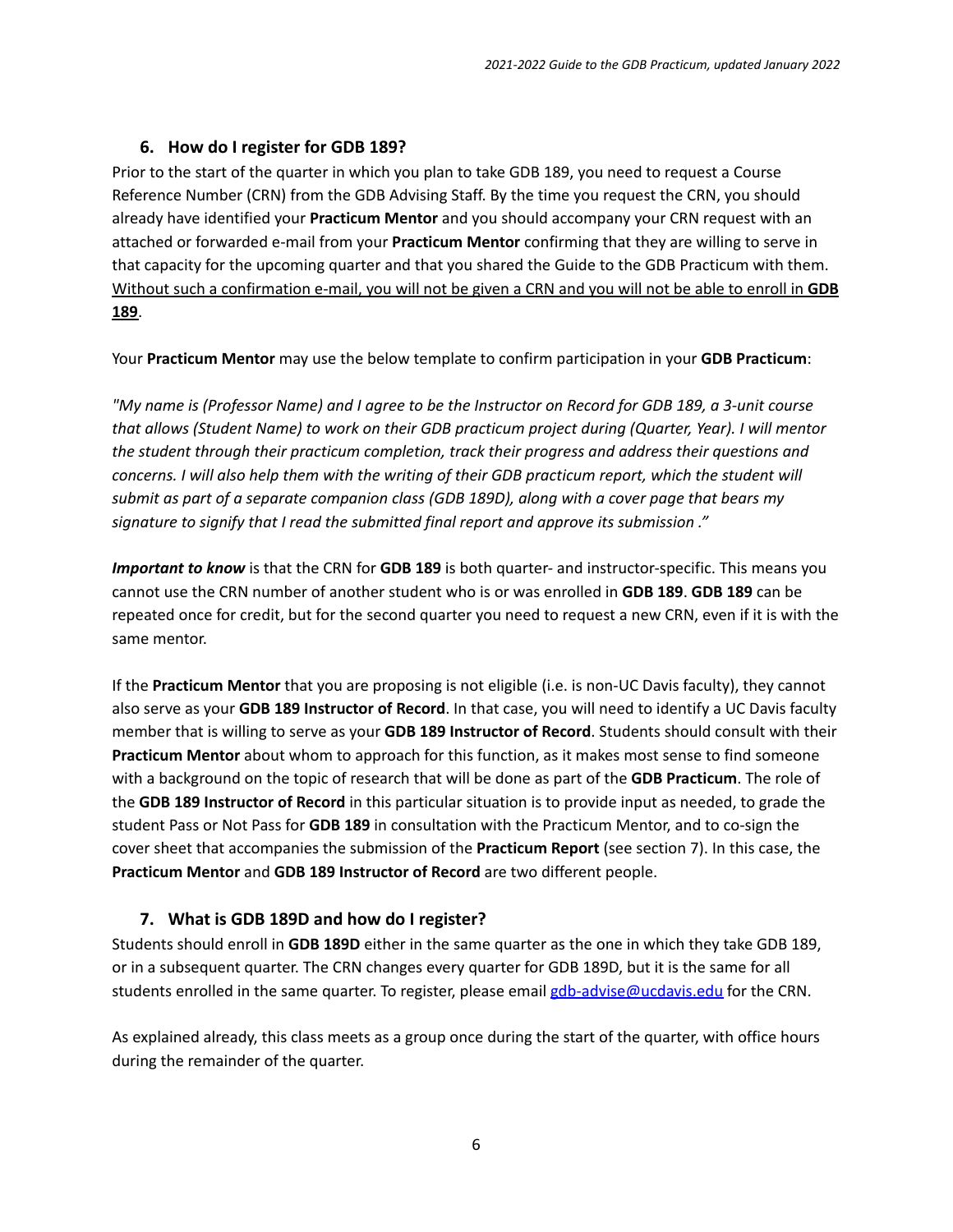## 6. How do I register for GDB 189?

Prior to the start of the quarter in which you plan to take GDB 189, you need to request a Course Reference Number (CRN) from the GDB Advising Staff. By the time you request the CRN, you should already have identified your **Practicum Mentor** and you should accompany your CRN request with an attached or forwarded e-mail from your **Practicum Mentor** confirming that they are willing to serve in that capacity for the upcoming quarter and that you shared the Guide to the GDB Practicum with them. <u>Without such a confirmation e-mail, you will not be given a CRN and you will not be able to enroll in **GDB 189**</u>.

Your **Practicum Mentor** may use the below template to confirm participation in your **GDB Practicum**:

*"My name is (Professor Name) and I agree to be the Instructor on Record for GDB 189, a 3-unit course that allows (Student Name) to work on their GDB practicum project during (Quarter, Year). I will mentor the student through their practicum completion, track their progress and address their questions and concerns. I will also help them with the writing of their GDB practicum report, which the student will submit as part of a separate companion class (GDB 189D), along with a cover page that bears my signature to signify that I read the submitted final report and approve its submission ."*

***Important to know*** is that the CRN for **GDB 189** is both quarter- and instructor-specific. This means you cannot use the CRN number of another student who is or was enrolled in **GDB 189**. **GDB 189** can be repeated once for credit, but for the second quarter you need to request a new CRN, even if it is with the same mentor.

If the **Practicum Mentor** that you are proposing is not eligible (i.e. is non-UC Davis faculty), they cannot also serve as your **GDB 189 Instructor of Record**. In that case, you will need to identify a UC Davis faculty member that is willing to serve as your **GDB 189 Instructor of Record**. Students should consult with their **Practicum Mentor** about whom to approach for this function, as it makes most sense to find someone with a background on the topic of research that will be done as part of the **GDB Practicum**. The role of the **GDB 189 Instructor of Record** in this particular situation is to provide input as needed, to grade the student Pass or Not Pass for **GDB 189** in consultation with the Practicum Mentor, and to co-sign the cover sheet that accompanies the submission of the **Practicum Report** (see section 7). In this case, the **Practicum Mentor** and **GDB 189 Instructor of Record** are two different people.

## 7. What is GDB 189D and how do I register?

Students should enroll in **GDB 189D** either in the same quarter as the one in which they take GDB 189, or in a subsequent quarter. The CRN changes every quarter for GDB 189D, but it is the same for all students enrolled in the same quarter. To register, please email gdb-advise@ucdavis.edu for the CRN.

As explained already, this class meets as a group once during the start of the quarter, with office hours during the remainder of the quarter.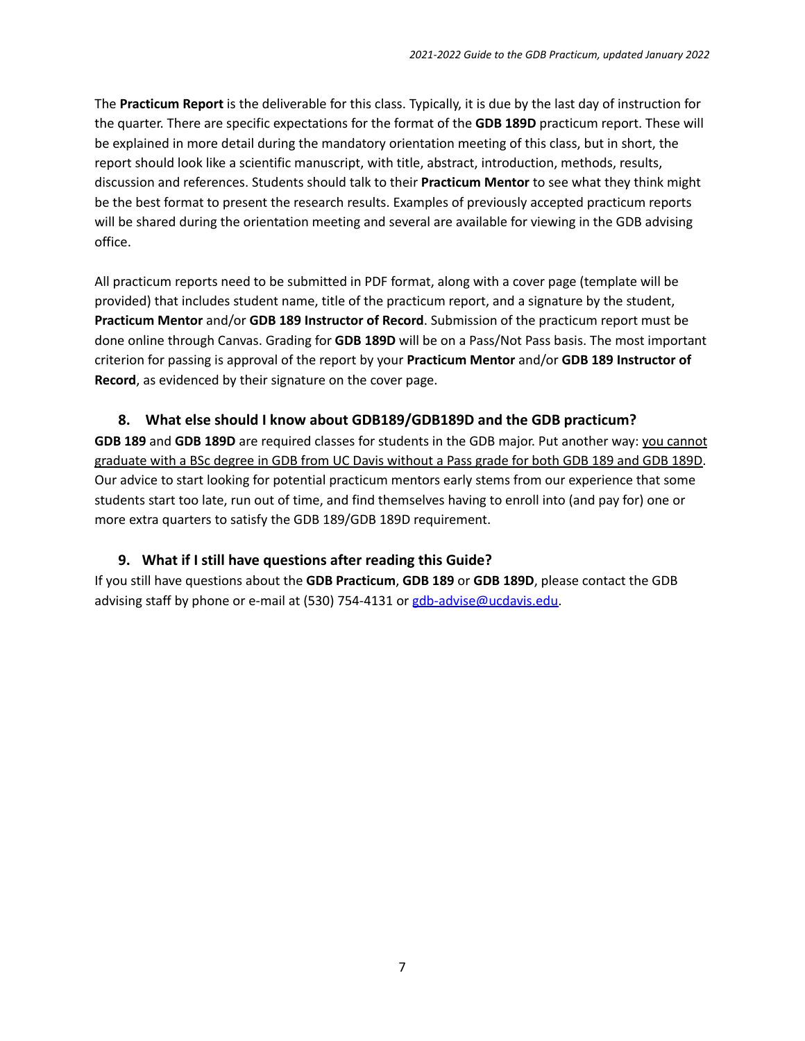The **Practicum Report** is the deliverable for this class. Typically, it is due by the last day of instruction for the quarter. There are specific expectations for the format of the **GDB 189D** practicum report. These will be explained in more detail during the mandatory orientation meeting of this class, but in short, the report should look like a scientific manuscript, with title, abstract, introduction, methods, results, discussion and references. Students should talk to their **Practicum Mentor** to see what they think might be the best format to present the research results. Examples of previously accepted practicum reports will be shared during the orientation meeting and several are available for viewing in the GDB advising office.

All practicum reports need to be submitted in PDF format, along with a cover page (template will be provided) that includes student name, title of the practicum report, and a signature by the student, **Practicum Mentor** and/or **GDB 189 Instructor of Record**. Submission of the practicum report must be done online through Canvas. Grading for **GDB 189D** will be on a Pass/Not Pass basis. The most important criterion for passing is approval of the report by your **Practicum Mentor** and/or **GDB 189 Instructor of Record**, as evidenced by their signature on the cover page.

### 8. What else should I know about GDB189/GDB189D and the GDB practicum?

**GDB 189** and **GDB 189D** are required classes for students in the GDB major. Put another way: you cannot graduate with a BSc degree in GDB from UC Davis without a Pass grade for both GDB 189 and GDB 189D. Our advice to start looking for potential practicum mentors early stems from our experience that some students start too late, run out of time, and find themselves having to enroll into (and pay for) one or more extra quarters to satisfy the GDB 189/GDB 189D requirement.

### 9. What if I still have questions after reading this Guide?

If you still have questions about the **GDB Practicum**, **GDB 189** or **GDB 189D**, please contact the GDB advising staff by phone or e-mail at (530) 754-4131 or gdb-advise@ucdavis.edu.